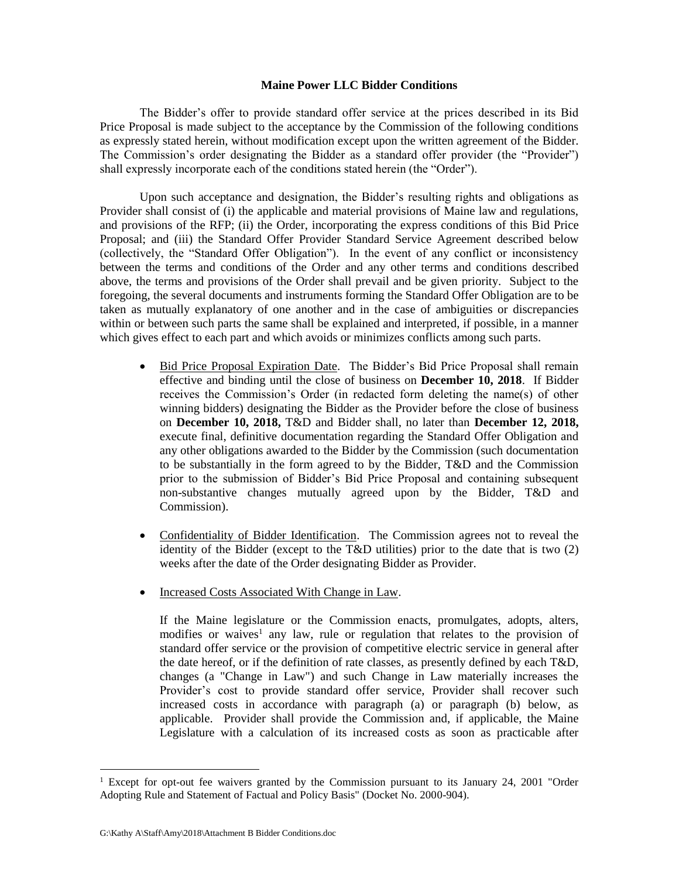**Maine Power LLC Bidder Conditions**

The Bidder's offer to provide standard offer service at the prices described in its Bid Price Proposal is made subject to the acceptance by the Commission of the following conditions as expressly stated herein, without modification except upon the written agreement of the Bidder. The Commission's order designating the Bidder as a standard offer provider (the "Provider") shall expressly incorporate each of the conditions stated herein (the "Order").

Upon such acceptance and designation, the Bidder's resulting rights and obligations as Provider shall consist of (i) the applicable and material provisions of Maine law and regulations, and provisions of the RFP; (ii) the Order, incorporating the express conditions of this Bid Price Proposal; and (iii) the Standard Offer Provider Standard Service Agreement described below (collectively, the "Standard Offer Obligation"). In the event of any conflict or inconsistency between the terms and conditions of the Order and any other terms and conditions described above, the terms and provisions of the Order shall prevail and be given priority. Subject to the foregoing, the several documents and instruments forming the Standard Offer Obligation are to be taken as mutually explanatory of one another and in the case of ambiguities or discrepancies within or between such parts the same shall be explained and interpreted, if possible, in a manner which gives effect to each part and which avoids or minimizes conflicts among such parts.

- Bid Price Proposal Expiration Date. The Bidder's Bid Price Proposal shall remain effective and binding until the close of business on **December 10, 2018**. If Bidder receives the Commission's Order (in redacted form deleting the name(s) of other winning bidders) designating the Bidder as the Provider before the close of business on **December 10, 2018,** T&D and Bidder shall, no later than **December 12, 2018,** execute final, definitive documentation regarding the Standard Offer Obligation and any other obligations awarded to the Bidder by the Commission (such documentation to be substantially in the form agreed to by the Bidder, T&D and the Commission prior to the submission of Bidder's Bid Price Proposal and containing subsequent non-substantive changes mutually agreed upon by the Bidder, T&D and Commission).

- Confidentiality of Bidder Identification. The Commission agrees not to reveal the identity of the Bidder (except to the T&D utilities) prior to the date that is two (2) weeks after the date of the Order designating Bidder as Provider.

- Increased Costs Associated With Change in Law.

  If the Maine legislature or the Commission enacts, promulgates, adopts, alters, modifies or waives[1] any law, rule or regulation that relates to the provision of standard offer service or the provision of competitive electric service in general after the date hereof, or if the definition of rate classes, as presently defined by each T&D, changes (a "Change in Law") and such Change in Law materially increases the Provider's cost to provide standard offer service, Provider shall recover such increased costs in accordance with paragraph (a) or paragraph (b) below, as applicable. Provider shall provide the Commission and, if applicable, the Maine Legislature with a calculation of its increased costs as soon as practicable after

[1] Except for opt-out fee waivers granted by the Commission pursuant to its January 24, 2001 "Order Adopting Rule and Statement of Factual and Policy Basis" (Docket No. 2000-904).

G:\Kathy A\Staff\Amy\2018\Attachment B Bidder Conditions.doc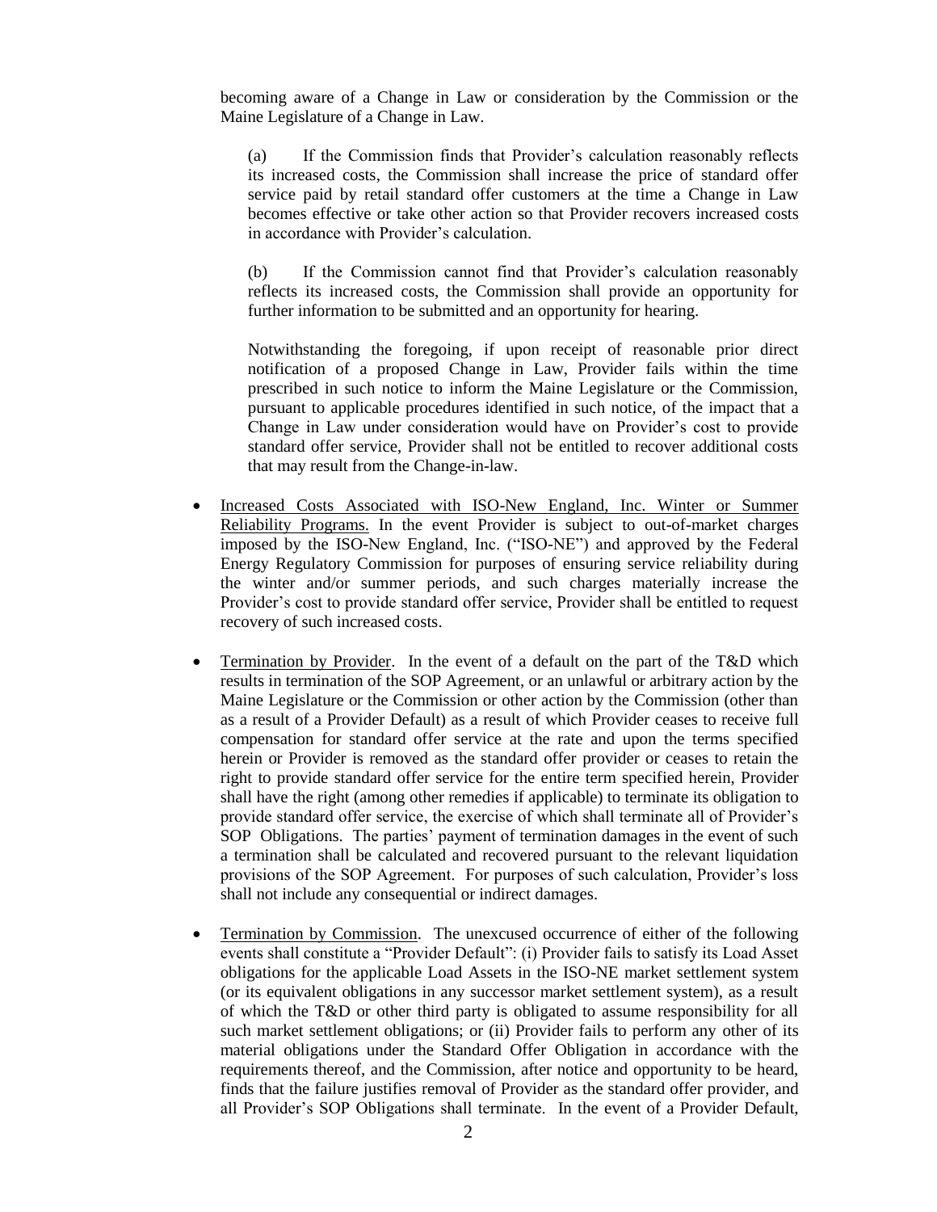becoming aware of a Change in Law or consideration by the Commission or the Maine Legislature of a Change in Law.

(a) If the Commission finds that Provider's calculation reasonably reflects its increased costs, the Commission shall increase the price of standard offer service paid by retail standard offer customers at the time a Change in Law becomes effective or take other action so that Provider recovers increased costs in accordance with Provider's calculation.

(b) If the Commission cannot find that Provider's calculation reasonably reflects its increased costs, the Commission shall provide an opportunity for further information to be submitted and an opportunity for hearing.

Notwithstanding the foregoing, if upon receipt of reasonable prior direct notification of a proposed Change in Law, Provider fails within the time prescribed in such notice to inform the Maine Legislature or the Commission, pursuant to applicable procedures identified in such notice, of the impact that a Change in Law under consideration would have on Provider's cost to provide standard offer service, Provider shall not be entitled to recover additional costs that may result from the Change-in-law.

- <u>Increased Costs Associated with ISO-New England, Inc. Winter or Summer Reliability Programs.</u> In the event Provider is subject to out-of-market charges imposed by the ISO-New England, Inc. ("ISO-NE") and approved by the Federal Energy Regulatory Commission for purposes of ensuring service reliability during the winter and/or summer periods, and such charges materially increase the Provider's cost to provide standard offer service, Provider shall be entitled to request recovery of such increased costs.

- <u>Termination by Provider</u>. In the event of a default on the part of the T&D which results in termination of the SOP Agreement, or an unlawful or arbitrary action by the Maine Legislature or the Commission or other action by the Commission (other than as a result of a Provider Default) as a result of which Provider ceases to receive full compensation for standard offer service at the rate and upon the terms specified herein or Provider is removed as the standard offer provider or ceases to retain the right to provide standard offer service for the entire term specified herein, Provider shall have the right (among other remedies if applicable) to terminate its obligation to provide standard offer service, the exercise of which shall terminate all of Provider's SOP Obligations. The parties' payment of termination damages in the event of such a termination shall be calculated and recovered pursuant to the relevant liquidation provisions of the SOP Agreement. For purposes of such calculation, Provider's loss shall not include any consequential or indirect damages.

- <u>Termination by Commission</u>. The unexcused occurrence of either of the following events shall constitute a "Provider Default": (i) Provider fails to satisfy its Load Asset obligations for the applicable Load Assets in the ISO-NE market settlement system (or its equivalent obligations in any successor market settlement system), as a result of which the T&D or other third party is obligated to assume responsibility for all such market settlement obligations; or (ii) Provider fails to perform any other of its material obligations under the Standard Offer Obligation in accordance with the requirements thereof, and the Commission, after notice and opportunity to be heard, finds that the failure justifies removal of Provider as the standard offer provider, and all Provider's SOP Obligations shall terminate. In the event of a Provider Default,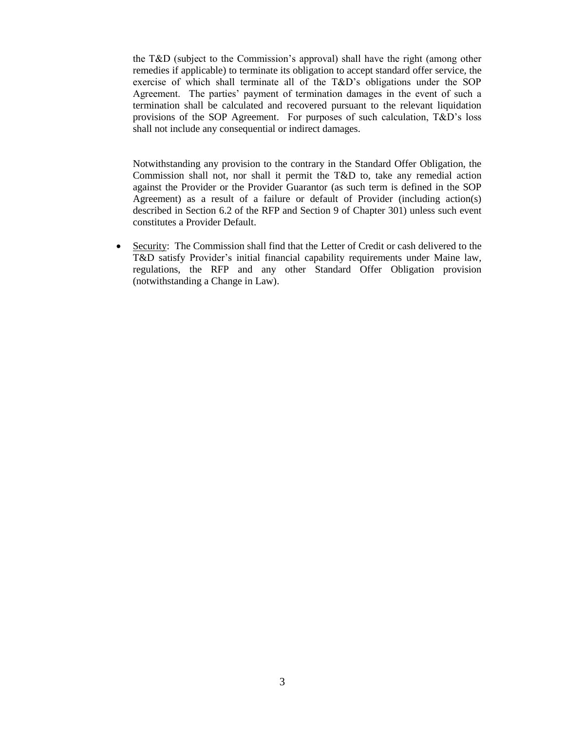the T&D (subject to the Commission's approval) shall have the right (among other remedies if applicable) to terminate its obligation to accept standard offer service, the exercise of which shall terminate all of the T&D's obligations under the SOP Agreement. The parties' payment of termination damages in the event of such a termination shall be calculated and recovered pursuant to the relevant liquidation provisions of the SOP Agreement. For purposes of such calculation, T&D's loss shall not include any consequential or indirect damages.

Notwithstanding any provision to the contrary in the Standard Offer Obligation, the Commission shall not, nor shall it permit the T&D to, take any remedial action against the Provider or the Provider Guarantor (as such term is defined in the SOP Agreement) as a result of a failure or default of Provider (including action(s) described in Section 6.2 of the RFP and Section 9 of Chapter 301) unless such event constitutes a Provider Default.

- <u>Security</u>: The Commission shall find that the Letter of Credit or cash delivered to the T&D satisfy Provider's initial financial capability requirements under Maine law, regulations, the RFP and any other Standard Offer Obligation provision (notwithstanding a Change in Law).